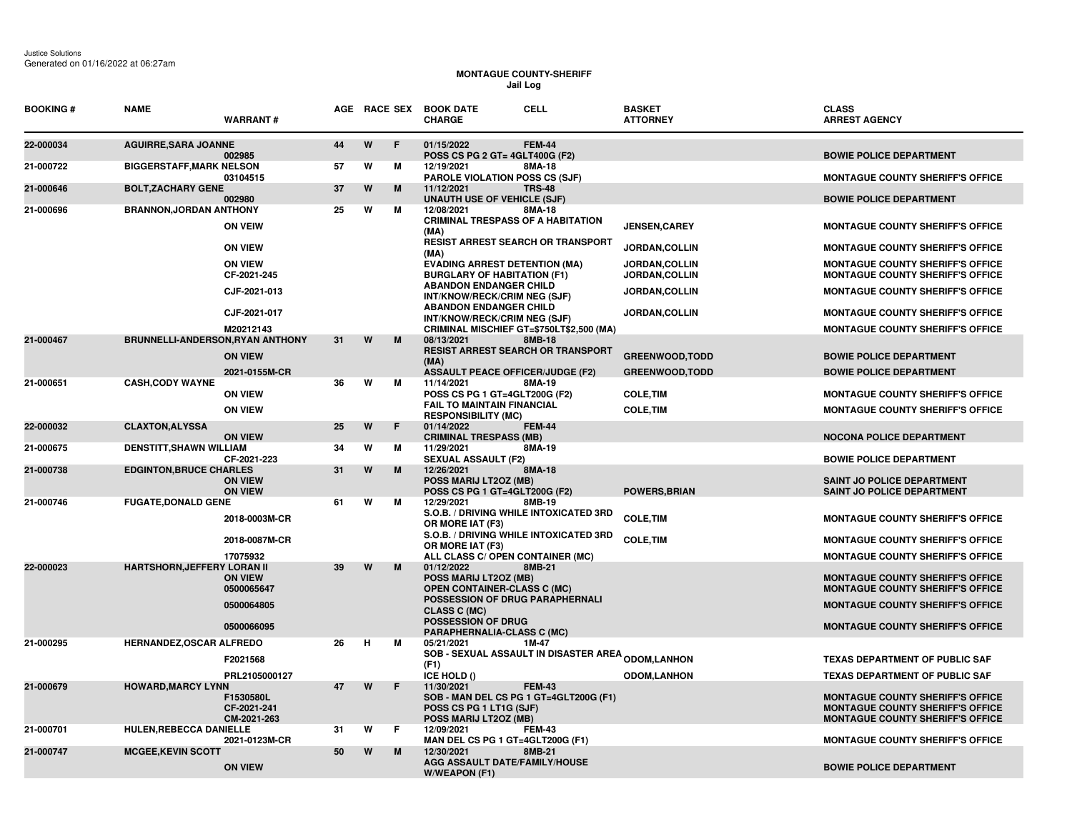Justice Solutions
Generated on 01/16/2022 at 06:27am

**MONTAGUE COUNTY-SHERIFF**
**Jail Log**

| BOOKING # | NAME | WARRANT # | AGE | RACE | SEX | BOOK DATE / CHARGE | CELL | BASKET / ATTORNEY | CLASS / ARREST AGENCY |
|---|---|---|---|---|---|---|---|---|---|
| 22-000034 | AGUIRRE,SARA JOANNE | | 44 | W | F | 01/15/2022 | FEM-44 | | |
| | | 002985 | | | | POSS CS PG 2 GT= 4GLT400G (F2) | | | BOWIE POLICE DEPARTMENT |
| 21-000722 | BIGGERSTAFF,MARK NELSON | | 57 | W | M | 12/19/2021 | 8MA-18 | | |
| | | 03104515 | | | | PAROLE VIOLATION POSS CS (SJF) | | | MONTAGUE COUNTY SHERIFF'S OFFICE |
| 21-000646 | BOLT,ZACHARY GENE | | 37 | W | M | 11/12/2021 | TRS-48 | | |
| | | 002980 | | | | UNAUTH USE OF VEHICLE (SJF) | | | BOWIE POLICE DEPARTMENT |
| 21-000696 | BRANNON,JORDAN ANTHONY | | 25 | W | M | 12/08/2021 | 8MA-18 | | |
| | | ON VEIW | | | | CRIMINAL TRESPASS OF A HABITATION (MA) | | JENSEN,CAREY | MONTAGUE COUNTY SHERIFF'S OFFICE |
| | | ON VIEW | | | | RESIST ARREST SEARCH OR TRANSPORT (MA) | | JORDAN,COLLIN | MONTAGUE COUNTY SHERIFF'S OFFICE |
| | | ON VIEW | | | | EVADING ARREST DETENTION (MA) | | JORDAN,COLLIN | MONTAGUE COUNTY SHERIFF'S OFFICE |
| | | CF-2021-245 | | | | BURGLARY OF HABITATION (F1) | | JORDAN,COLLIN | MONTAGUE COUNTY SHERIFF'S OFFICE |
| | | CJF-2021-013 | | | | ABANDON ENDANGER CHILD INT/KNOW/RECK/CRIM NEG (SJF) | | JORDAN,COLLIN | MONTAGUE COUNTY SHERIFF'S OFFICE |
| | | CJF-2021-017 | | | | ABANDON ENDANGER CHILD INT/KNOW/RECK/CRIM NEG (SJF) | | JORDAN,COLLIN | MONTAGUE COUNTY SHERIFF'S OFFICE |
| | | M20212143 | | | | CRIMINAL MISCHIEF GT=$750LT$2,500 (MA) | | | MONTAGUE COUNTY SHERIFF'S OFFICE |
| 21-000467 | BRUNNELLI-ANDERSON,RYAN ANTHONY | | 31 | W | M | 08/13/2021 | 8MB-18 | | |
| | | ON VIEW | | | | RESIST ARREST SEARCH OR TRANSPORT (MA) | | GREENWOOD,TODD | BOWIE POLICE DEPARTMENT |
| | | 2021-0155M-CR | | | | ASSAULT PEACE OFFICER/JUDGE (F2) | | GREENWOOD,TODD | BOWIE POLICE DEPARTMENT |
| 21-000651 | CASH,CODY WAYNE | | 36 | W | M | 11/14/2021 | 8MA-19 | | |
| | | ON VIEW | | | | POSS CS PG 1 GT=4GLT200G (F2) | | COLE,TIM | MONTAGUE COUNTY SHERIFF'S OFFICE |
| | | ON VIEW | | | | FAIL TO MAINTAIN FINANCIAL RESPONSIBILITY (MC) | | COLE,TIM | MONTAGUE COUNTY SHERIFF'S OFFICE |
| 22-000032 | CLAXTON,ALYSSA | | 25 | W | F | 01/14/2022 | FEM-44 | | |
| | | ON VIEW | | | | CRIMINAL TRESPASS (MB) | | | NOCONA POLICE DEPARTMENT |
| 21-000675 | DENSTITT,SHAWN WILLIAM | | 34 | W | M | 11/29/2021 | 8MA-19 | | |
| | | CF-2021-223 | | | | SEXUAL ASSAULT (F2) | | | BOWIE POLICE DEPARTMENT |
| 21-000738 | EDGINTON,BRUCE CHARLES | | 31 | W | M | 12/26/2021 | 8MA-18 | | |
| | | ON VIEW | | | | POSS MARIJ LT2OZ (MB) | | | SAINT JO POLICE DEPARTMENT |
| | | ON VIEW | | | | POSS CS PG 1 GT=4GLT200G (F2) | | POWERS,BRIAN | SAINT JO POLICE DEPARTMENT |
| 21-000746 | FUGATE,DONALD GENE | | 61 | W | M | 12/29/2021 | 8MB-19 | | |
| | | 2018-0003M-CR | | | | S.O.B. / DRIVING WHILE INTOXICATED 3RD OR MORE IAT (F3) | | COLE,TIM | MONTAGUE COUNTY SHERIFF'S OFFICE |
| | | 2018-0087M-CR | | | | S.O.B. / DRIVING WHILE INTOXICATED 3RD OR MORE IAT (F3) | | COLE,TIM | MONTAGUE COUNTY SHERIFF'S OFFICE |
| | | 17075932 | | | | ALL CLASS C/ OPEN CONTAINER (MC) | | | MONTAGUE COUNTY SHERIFF'S OFFICE |
| 22-000023 | HARTSHORN,JEFFERY LORAN II | | 39 | W | M | 01/12/2022 | 8MB-21 | | |
| | | ON VIEW | | | | POSS MARIJ LT2OZ (MB) | | | MONTAGUE COUNTY SHERIFF'S OFFICE |
| | | 0500065647 | | | | OPEN CONTAINER-CLASS C (MC) | | | MONTAGUE COUNTY SHERIFF'S OFFICE |
| | | 0500064805 | | | | POSSESSION OF DRUG PARAPHERNALI CLASS C (MC) | | | MONTAGUE COUNTY SHERIFF'S OFFICE |
| | | 0500066095 | | | | POSSESSION OF DRUG PARAPHERNALIA-CLASS C (MC) | | | MONTAGUE COUNTY SHERIFF'S OFFICE |
| 21-000295 | HERNANDEZ,OSCAR ALFREDO | | 26 | H | M | 05/21/2021 | 1M-47 | | |
| | | F2021568 | | | | SOB - SEXUAL ASSAULT IN DISASTER AREA (F1) | | ODOM,LANHON | TEXAS DEPARTMENT OF PUBLIC SAF |
| | | PRL2105000127 | | | | ICE HOLD () | | ODOM,LANHON | TEXAS DEPARTMENT OF PUBLIC SAF |
| 21-000679 | HOWARD,MARCY LYNN | | 47 | W | F | 11/30/2021 | FEM-43 | | |
| | | F1530580L | | | | SOB - MAN DEL CS PG 1 GT=4GLT200G (F1) | | | MONTAGUE COUNTY SHERIFF'S OFFICE |
| | | CF-2021-241 | | | | POSS CS PG 1 LT1G (SJF) | | | MONTAGUE COUNTY SHERIFF'S OFFICE |
| | | CM-2021-263 | | | | POSS MARIJ LT2OZ (MB) | | | MONTAGUE COUNTY SHERIFF'S OFFICE |
| 21-000701 | HULEN,REBECCA DANIELLE | | 31 | W | F | 12/09/2021 | FEM-43 | | |
| | | 2021-0123M-CR | | | | MAN DEL CS PG 1 GT=4GLT200G (F1) | | | MONTAGUE COUNTY SHERIFF'S OFFICE |
| 21-000747 | MCGEE,KEVIN SCOTT | | 50 | W | M | 12/30/2021 | 8MB-21 | | |
| | | ON VIEW | | | | AGG ASSAULT DATE/FAMILY/HOUSE W/WEAPON (F1) | | | BOWIE POLICE DEPARTMENT |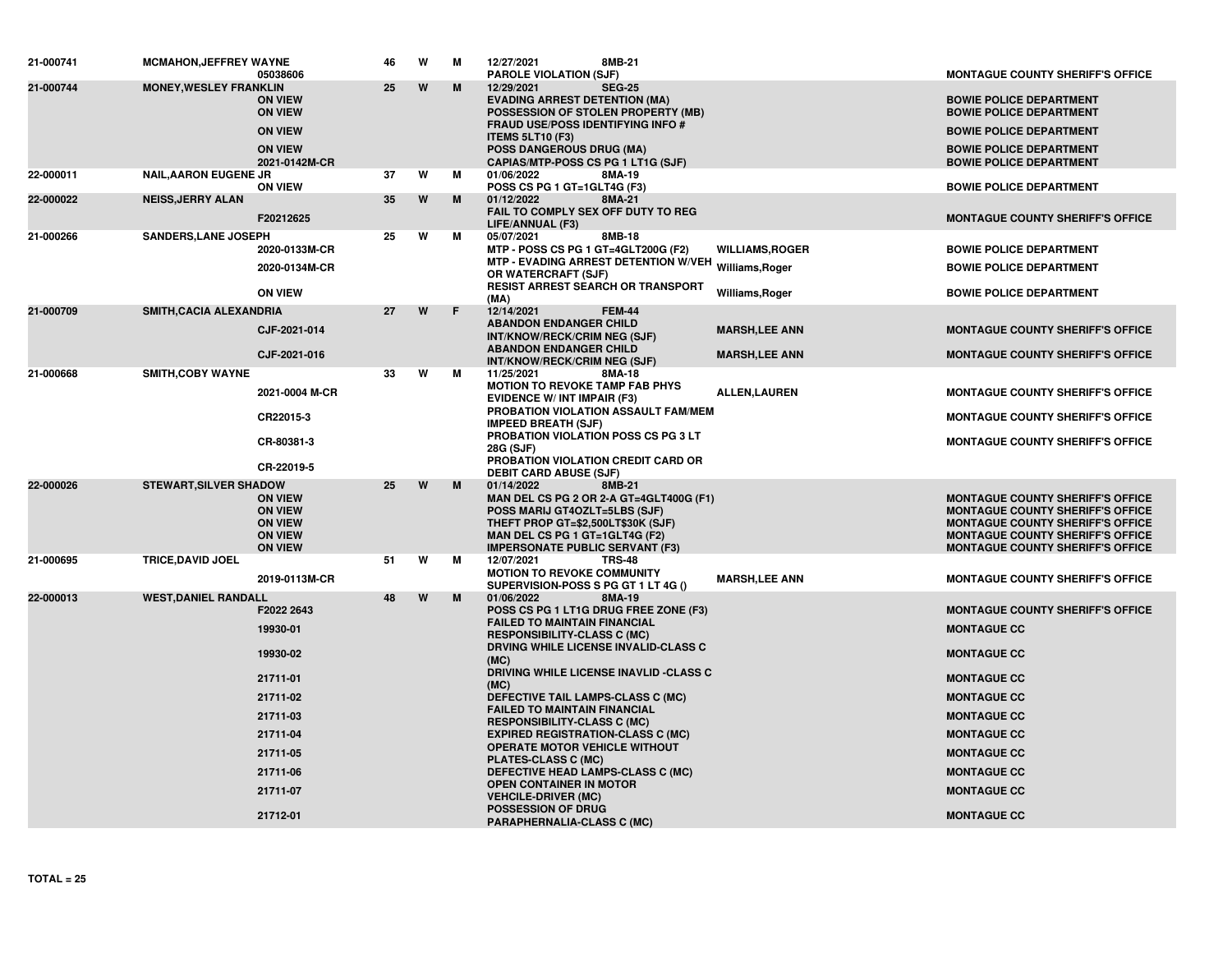| | | | | | | | | |
|---|---|---|---|---|---|---|---|---|
| 21-000741 | MCMAHON,JEFFREY WAYNE | | 46 | W | M | 12/27/2021 8MB-21 | | |
| | | 05038606 | | | | PAROLE VIOLATION (SJF) | | MONTAGUE COUNTY SHERIFF'S OFFICE |
| 21-000744 | MONEY,WESLEY FRANKLIN | | 25 | W | M | 12/29/2021 SEG-25 | | |
| | | ON VIEW | | | | EVADING ARREST DETENTION (MA) | | BOWIE POLICE DEPARTMENT |
| | | ON VIEW | | | | POSSESSION OF STOLEN PROPERTY (MB) | | BOWIE POLICE DEPARTMENT |
| | | ON VIEW | | | | FRAUD USE/POSS IDENTIFYING INFO # ITEMS 5LT10 (F3) | | BOWIE POLICE DEPARTMENT |
| | | ON VIEW | | | | POSS DANGEROUS DRUG (MA) | | BOWIE POLICE DEPARTMENT |
| | | 2021-0142M-CR | | | | CAPIAS/MTP-POSS CS PG 1 LT1G (SJF) | | BOWIE POLICE DEPARTMENT |
| 22-000011 | NAIL,AARON EUGENE JR | | 37 | W | M | 01/06/2022 8MA-19 | | |
| | | ON VIEW | | | | POSS CS PG 1 GT=1GLT4G (F3) | | BOWIE POLICE DEPARTMENT |
| 22-000022 | NEISS,JERRY ALAN | | 35 | W | M | 01/12/2022 8MA-21 | | |
| | | F20212625 | | | | FAIL TO COMPLY SEX OFF DUTY TO REG LIFE/ANNUAL (F3) | | MONTAGUE COUNTY SHERIFF'S OFFICE |
| 21-000266 | SANDERS,LANE JOSEPH | | 25 | W | M | 05/07/2021 8MB-18 | | |
| | | 2020-0133M-CR | | | | MTP - POSS CS PG 1 GT=4GLT200G (F2) | WILLIAMS,ROGER | BOWIE POLICE DEPARTMENT |
| | | 2020-0134M-CR | | | | MTP - EVADING ARREST DETENTION W/VEH OR WATERCRAFT (SJF) | Williams,Roger | BOWIE POLICE DEPARTMENT |
| | | ON VIEW | | | | RESIST ARREST SEARCH OR TRANSPORT (MA) | Williams,Roger | BOWIE POLICE DEPARTMENT |
| 21-000709 | SMITH,CACIA ALEXANDRIA | | 27 | W | F | 12/14/2021 FEM-44 | | |
| | | CJF-2021-014 | | | | ABANDON ENDANGER CHILD INT/KNOW/RECK/CRIM NEG (SJF) | MARSH,LEE ANN | MONTAGUE COUNTY SHERIFF'S OFFICE |
| | | CJF-2021-016 | | | | ABANDON ENDANGER CHILD INT/KNOW/RECK/CRIM NEG (SJF) | MARSH,LEE ANN | MONTAGUE COUNTY SHERIFF'S OFFICE |
| 21-000668 | SMITH,COBY WAYNE | | 33 | W | M | 11/25/2021 8MA-18 | | |
| | | 2021-0004 M-CR | | | | MOTION TO REVOKE TAMP FAB PHYS EVIDENCE W/ INT IMPAIR (F3) | ALLEN,LAUREN | MONTAGUE COUNTY SHERIFF'S OFFICE |
| | | CR22015-3 | | | | PROBATION VIOLATION ASSAULT FAM/MEM IMPEED BREATH (SJF) | | MONTAGUE COUNTY SHERIFF'S OFFICE |
| | | CR-80381-3 | | | | PROBATION VIOLATION POSS CS PG 3 LT 28G (SJF) | | MONTAGUE COUNTY SHERIFF'S OFFICE |
| | | CR-22019-5 | | | | PROBATION VIOLATION CREDIT CARD OR DEBIT CARD ABUSE (SJF) | | |
| 22-000026 | STEWART,SILVER SHADOW | | 25 | W | M | 01/14/2022 8MB-21 | | |
| | | ON VIEW | | | | MAN DEL CS PG 2 OR 2-A GT=4GLT400G (F1) | | MONTAGUE COUNTY SHERIFF'S OFFICE |
| | | ON VIEW | | | | POSS MARIJ GT4OZLT=5LBS (SJF) | | MONTAGUE COUNTY SHERIFF'S OFFICE |
| | | ON VIEW | | | | THEFT PROP GT=$2,500LT$30K (SJF) | | MONTAGUE COUNTY SHERIFF'S OFFICE |
| | | ON VIEW | | | | MAN DEL CS PG 1 GT=1GLT4G (F2) | | MONTAGUE COUNTY SHERIFF'S OFFICE |
| | | ON VIEW | | | | IMPERSONATE PUBLIC SERVANT (F3) | | MONTAGUE COUNTY SHERIFF'S OFFICE |
| 21-000695 | TRICE,DAVID JOEL | | 51 | W | M | 12/07/2021 TRS-48 | | |
| | | 2019-0113M-CR | | | | MOTION TO REVOKE COMMUNITY SUPERVISION-POSS S PG GT 1 LT 4G () | MARSH,LEE ANN | MONTAGUE COUNTY SHERIFF'S OFFICE |
| 22-000013 | WEST,DANIEL RANDALL | | 48 | W | M | 01/06/2022 8MA-19 | | |
| | | F2022 2643 | | | | POSS CS PG 1 LT1G DRUG FREE ZONE (F3) | | MONTAGUE COUNTY SHERIFF'S OFFICE |
| | | 19930-01 | | | | FAILED TO MAINTAIN FINANCIAL RESPONSIBILITY-CLASS C (MC) | | MONTAGUE CC |
| | | 19930-02 | | | | DRVING WHILE LICENSE INVALID-CLASS C (MC) | | MONTAGUE CC |
| | | 21711-01 | | | | DRIVING WHILE LICENSE INAVLID -CLASS C (MC) | | MONTAGUE CC |
| | | 21711-02 | | | | DEFECTIVE TAIL LAMPS-CLASS C (MC) | | MONTAGUE CC |
| | | 21711-03 | | | | FAILED TO MAINTAIN FINANCIAL RESPONSIBILITY-CLASS C (MC) | | MONTAGUE CC |
| | | 21711-04 | | | | EXPIRED REGISTRATION-CLASS C (MC) | | MONTAGUE CC |
| | | 21711-05 | | | | OPERATE MOTOR VEHICLE WITHOUT PLATES-CLASS C (MC) | | MONTAGUE CC |
| | | 21711-06 | | | | DEFECTIVE HEAD LAMPS-CLASS C (MC) | | MONTAGUE CC |
| | | 21711-07 | | | | OPEN CONTAINER IN MOTOR VEHCILE-DRIVER (MC) | | MONTAGUE CC |
| | | 21712-01 | | | | POSSESSION OF DRUG PARAPHERNALIA-CLASS C (MC) | | MONTAGUE CC |

**TOTAL = 25**